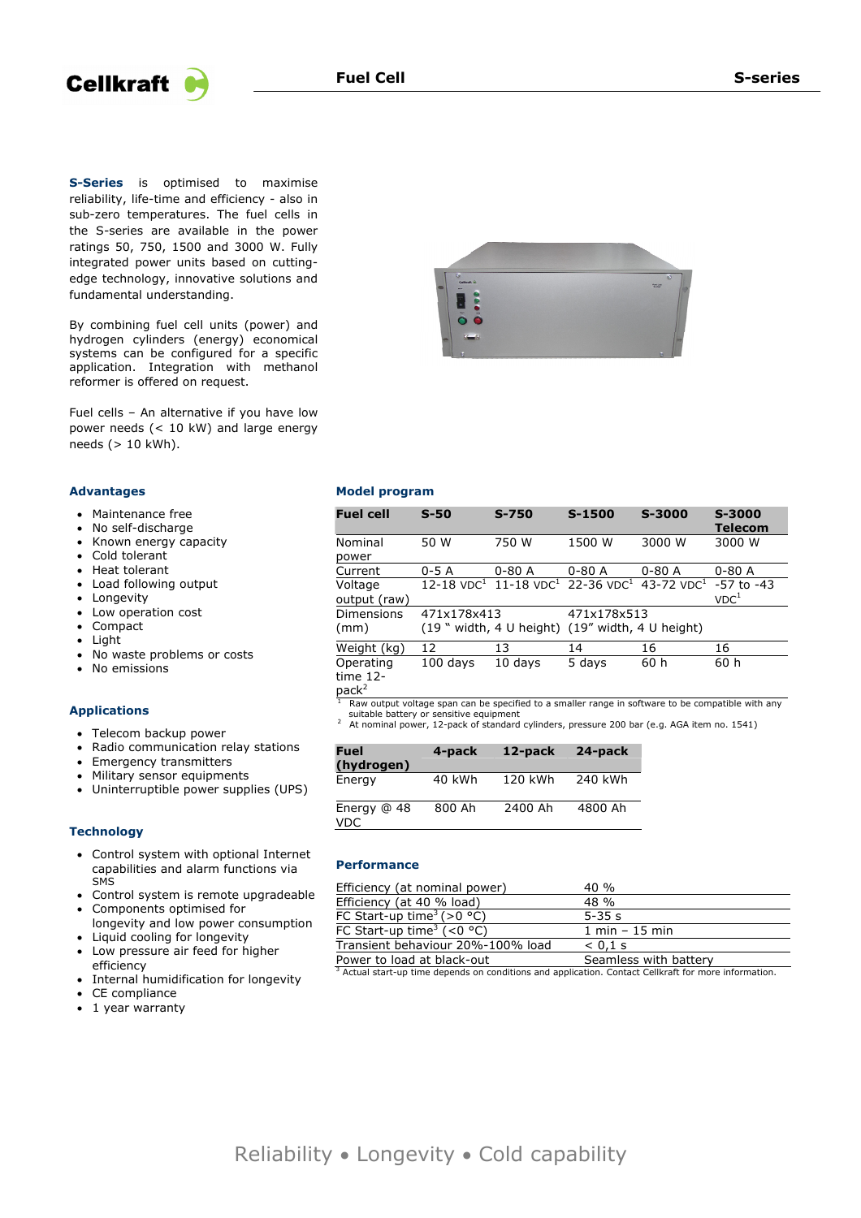Cellkraft

# Fuel Cell — S-series

**S-Series** is optimised to maximise reliability, life-time and efficiency - also in sub-zero temperatures. The fuel cells in the S-series are available in the power ratings 50, 750, 1500 and 3000 W. Fully integrated power units based on cutting-edge technology, innovative solutions and fundamental understanding.

By combining fuel cell units (power) and hydrogen cylinders (energy) economical systems can be configured for a specific application. Integration with methanol reformer is offered on request.

Fuel cells – An alternative if you have low power needs (< 10 kW) and large energy needs (> 10 kWh).

### Advantages

- Maintenance free
- No self-discharge
- Known energy capacity
- Cold tolerant
- Heat tolerant
- Load following output
- Longevity
- Low operation cost
- Compact
- Light
- No waste problems or costs
- No emissions

### Applications

- Telecom backup power
- Radio communication relay stations
- Emergency transmitters
- Military sensor equipments
- Uninterruptible power supplies (UPS)

### Technology

- Control system with optional Internet capabilities and alarm functions via SMS
- Control system is remote upgradeable
- Components optimised for longevity and low power consumption
- Liquid cooling for longevity
- Low pressure air feed for higher efficiency
- Internal humidification for longevity
- CE compliance
- 1 year warranty

### Model program

| Fuel cell | S-50 | S-750 | S-1500 | S-3000 | S-3000 Telecom |
|---|---|---|---|---|---|
| Nominal power | 50 W | 750 W | 1500 W | 3000 W | 3000 W |
| Current | 0-5 A | 0-80 A | 0-80 A | 0-80 A | 0-80 A |
| Voltage output (raw) | 12-18 VDC[1] | 11-18 VDC[1] | 22-36 VDC[1] | 43-72 VDC[1] | -57 to -43 VDC[1] |
| Dimensions (mm) | 471x178x413 (19 " width, 4 U height) | | 471x178x513 (19" width, 4 U height) | | |
| Weight (kg) | 12 | 13 | 14 | 16 | 16 |
| Operating time 12-pack[2] | 100 days | 10 days | 5 days | 60 h | 60 h |

[1] Raw output voltage span can be specified to a smaller range in software to be compatible with any suitable battery or sensitive equipment

[2] At nominal power, 12-pack of standard cylinders, pressure 200 bar (e.g. AGA item no. 1541)

| Fuel (hydrogen) | 4-pack | 12-pack | 24-pack |
|---|---|---|---|
| Energy | 40 kWh | 120 kWh | 240 kWh |
| Energy @ 48 VDC | 800 Ah | 2400 Ah | 4800 Ah |

### Performance

| | |
|---|---|
| Efficiency (at nominal power) | 40 % |
| Efficiency (at 40 % load) | 48 % |
| FC Start-up time[3] (>0 °C) | 5-35 s |
| FC Start-up time[3] (<0 °C) | 1 min – 15 min |
| Transient behaviour 20%-100% load | < 0,1 s |
| Power to load at black-out | Seamless with battery |

[3] Actual start-up time depends on conditions and application. Contact Cellkraft for more information.

Reliability • Longevity • Cold capability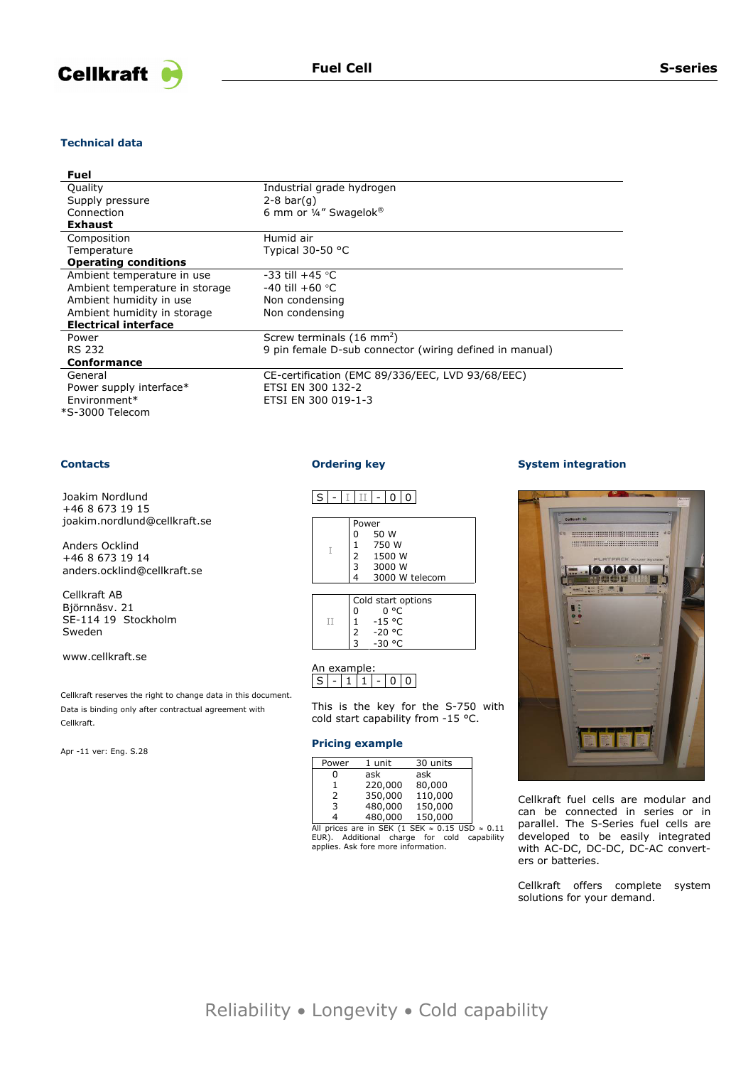## Technical data

| | |
|---|---|
| **Fuel** | |
| Quality | Industrial grade hydrogen |
| Supply pressure | 2-8 bar(g) |
| Connection | 6 mm or ¼" Swagelok® |
| **Exhaust** | |
| Composition | Humid air |
| Temperature | Typical 30-50 °C |
| **Operating conditions** | |
| Ambient temperature in use | -33 till +45 °C |
| Ambient temperature in storage | -40 till +60 °C |
| Ambient humidity in use | Non condensing |
| Ambient humidity in storage | Non condensing |
| **Electrical interface** | |
| Power | Screw terminals (16 mm²) |
| RS 232 | 9 pin female D-sub connector (wiring defined in manual) |
| **Conformance** | |
| General | CE-certification (EMC 89/336/EEC, LVD 93/68/EEC) |
| Power supply interface* | ETSI EN 300 132-2 |
| Environment* | ETSI EN 300 019-1-3 |

*S-3000 Telecom

## Contacts

Joakim Nordlund
+46 8 673 19 15
joakim.nordlund@cellkraft.se

Anders Ocklind
+46 8 673 19 14
anders.ocklind@cellkraft.se

Cellkraft AB
Björnnäsv. 21
SE-114 19 Stockholm
Sweden

www.cellkraft.se

Cellkraft reserves the right to change data in this document. Data is binding only after contractual agreement with Cellkraft.

Apr -11 ver: Eng. S.28

## Ordering key

| S | - | I | II | - | 0 | 0 |
|---|---|---|---|---|---|---|

| | Power | |
|---|---|---|
| I | 0 | 50 W |
| | 1 | 750 W |
| | 2 | 1500 W |
| | 3 | 3000 W |
| | 4 | 3000 W telecom |

| | Cold start options | |
|---|---|---|
| II | 0 | 0 °C |
| | 1 | -15 °C |
| | 2 | -20 °C |
| | 3 | -30 °C |

An example:

| S | - | 1 | 1 | - | 0 | 0 |
|---|---|---|---|---|---|---|

This is the key for the S-750 with cold start capability from -15 °C.

## Pricing example

| Power | 1 unit | 30 units |
|---|---|---|
| 0 | ask | ask |
| 1 | 220,000 | 80,000 |
| 2 | 350,000 | 110,000 |
| 3 | 480,000 | 150,000 |
| 4 | 480,000 | 150,000 |

All prices are in SEK (1 SEK ≈ 0.15 USD ≈ 0.11 EUR). Additional charge for cold capability applies. Ask fore more information.

## System integration

Cellkraft fuel cells are modular and can be connected in series or in parallel. The S-Series fuel cells are developed to be easily integrated with AC-DC, DC-DC, DC-AC convert-ers or batteries.

Cellkraft offers complete system solutions for your demand.

Reliability • Longevity • Cold capability